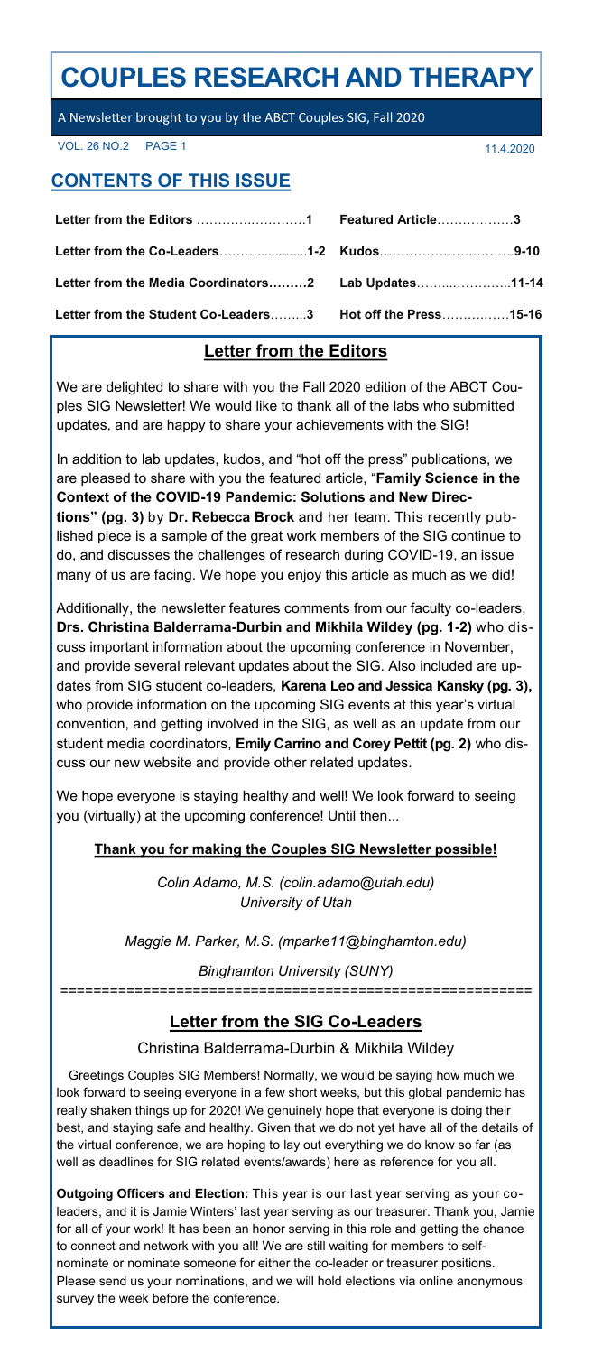# COUPLES RESEARCH AND THERAPY

A Newsletter brought to you by the ABCT Couples SIG, Fall 2020

VOL. 26 NO.2 PAGE 1 11.4.2020

## CONTENTS OF THIS ISSUE

| | |
|---|---|
| **Letter from the Editors ……………………1** | **Featured Article……………3** |
| **Letter from the Co-Leaders……………1-2** | **Kudos……………………………9-10** |
| **Letter from the Media Coordinators………2** | **Lab Updates……………………11-14** |
| **Letter from the Student Co-Leaders………3** | **Hot off the Press……………15-16** |

## Letter from the Editors

We are delighted to share with you the Fall 2020 edition of the ABCT Couples SIG Newsletter! We would like to thank all of the labs who submitted updates, and are happy to share your achievements with the SIG!

In addition to lab updates, kudos, and "hot off the press" publications, we are pleased to share with you the featured article, "**Family Science in the Context of the COVID-19 Pandemic: Solutions and New Directions" (pg. 3)** by **Dr. Rebecca Brock** and her team. This recently published piece is a sample of the great work members of the SIG continue to do, and discusses the challenges of research during COVID-19, an issue many of us are facing. We hope you enjoy this article as much as we did!

Additionally, the newsletter features comments from our faculty co-leaders, **Drs. Christina Balderrama-Durbin and Mikhila Wildey (pg. 1-2)** who discuss important information about the upcoming conference in November, and provide several relevant updates about the SIG. Also included are updates from SIG student co-leaders, **Karena Leo and Jessica Kansky (pg. 3),** who provide information on the upcoming SIG events at this year's virtual convention, and getting involved in the SIG, as well as an update from our student media coordinators, **Emily Carrino and Corey Pettit (pg. 2)** who discuss our new website and provide other related updates.

We hope everyone is staying healthy and well! We look forward to seeing you (virtually) at the upcoming conference! Until then...

**Thank you for making the Couples SIG Newsletter possible!**

*Colin Adamo, M.S. (colin.adamo@utah.edu)*
*University of Utah*

*Maggie M. Parker, M.S. (mparke11@binghamton.edu)*

*Binghamton University (SUNY)*

## Letter from the SIG Co-Leaders

Christina Balderrama-Durbin & Mikhila Wildey

Greetings Couples SIG Members! Normally, we would be saying how much we look forward to seeing everyone in a few short weeks, but this global pandemic has really shaken things up for 2020! We genuinely hope that everyone is doing their best, and staying safe and healthy. Given that we do not yet have all of the details of the virtual conference, we are hoping to lay out everything we do know so far (as well as deadlines for SIG related events/awards) here as reference for you all.

**Outgoing Officers and Election:** This year is our last year serving as your co-leaders, and it is Jamie Winters' last year serving as our treasurer. Thank you, Jamie for all of your work! It has been an honor serving in this role and getting the chance to connect and network with you all! We are still waiting for members to self-nominate or nominate someone for either the co-leader or treasurer positions. Please send us your nominations, and we will hold elections via online anonymous survey the week before the conference.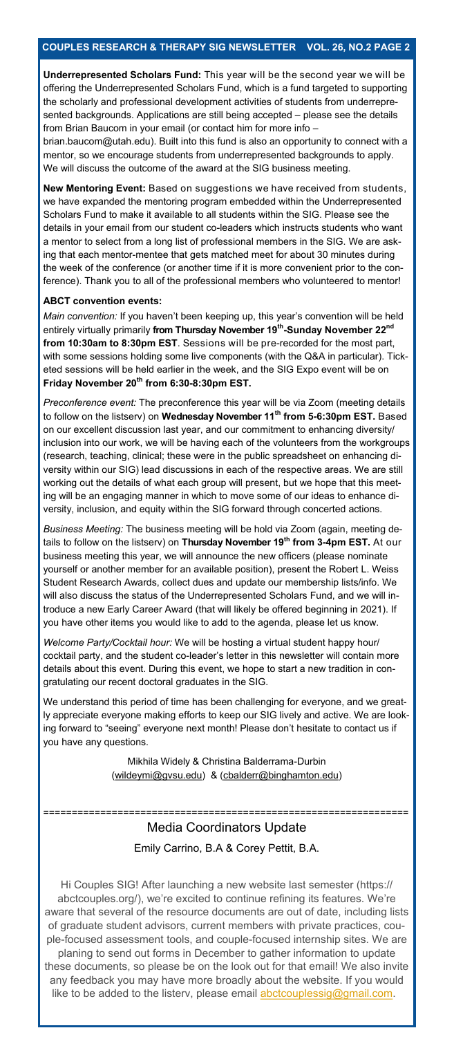**Underrepresented Scholars Fund:** This year will be the second year we will be offering the Underrepresented Scholars Fund, which is a fund targeted to supporting the scholarly and professional development activities of students from underrepresented backgrounds. Applications are still being accepted – please see the details from Brian Baucom in your email (or contact him for more info – brian.baucom@utah.edu). Built into this fund is also an opportunity to connect with a mentor, so we encourage students from underrepresented backgrounds to apply. We will discuss the outcome of the award at the SIG business meeting.

**New Mentoring Event:** Based on suggestions we have received from students, we have expanded the mentoring program embedded within the Underrepresented Scholars Fund to make it available to all students within the SIG. Please see the details in your email from our student co-leaders which instructs students who want a mentor to select from a long list of professional members in the SIG. We are asking that each mentor-mentee that gets matched meet for about 30 minutes during the week of the conference (or another time if it is more convenient prior to the conference). Thank you to all of the professional members who volunteered to mentor!

**ABCT convention events:**

*Main convention:* If you haven't been keeping up, this year's convention will be held entirely virtually primarily **from Thursday November 19th-Sunday November 22nd from 10:30am to 8:30pm EST**. Sessions will be pre-recorded for the most part, with some sessions holding some live components (with the Q&A in particular). Ticketed sessions will be held earlier in the week, and the SIG Expo event will be on **Friday November 20th from 6:30-8:30pm EST.**

*Preconference event:* The preconference this year will be via Zoom (meeting details to follow on the listserv) on **Wednesday November 11th from 5-6:30pm EST.** Based on our excellent discussion last year, and our commitment to enhancing diversity/ inclusion into our work, we will be having each of the volunteers from the workgroups (research, teaching, clinical; these were in the public spreadsheet on enhancing diversity within our SIG) lead discussions in each of the respective areas. We are still working out the details of what each group will present, but we hope that this meeting will be an engaging manner in which to move some of our ideas to enhance diversity, inclusion, and equity within the SIG forward through concerted actions.

*Business Meeting:* The business meeting will be hold via Zoom (again, meeting details to follow on the listserv) on **Thursday November 19th from 3-4pm EST.** At our business meeting this year, we will announce the new officers (please nominate yourself or another member for an available position), present the Robert L. Weiss Student Research Awards, collect dues and update our membership lists/info. We will also discuss the status of the Underrepresented Scholars Fund, and we will introduce a new Early Career Award (that will likely be offered beginning in 2021). If you have other items you would like to add to the agenda, please let us know.

*Welcome Party/Cocktail hour:* We will be hosting a virtual student happy hour/ cocktail party, and the student co-leader's letter in this newsletter will contain more details about this event. During this event, we hope to start a new tradition in congratulating our recent doctoral graduates in the SIG.

We understand this period of time has been challenging for everyone, and we greatly appreciate everyone making efforts to keep our SIG lively and active. We are looking forward to "seeing" everyone next month! Please don't hesitate to contact us if you have any questions.

Mikhila Widely & Christina Balderrama-Durbin
(wildeymi@gvsu.edu) & (cbalderr@binghamton.edu)

## Media Coordinators Update

Emily Carrino, B.A & Corey Pettit, B.A.

Hi Couples SIG! After launching a new website last semester (https://abctcouples.org/), we're excited to continue refining its features. We're aware that several of the resource documents are out of date, including lists of graduate student advisors, current members with private practices, couple-focused assessment tools, and couple-focused internship sites. We are planing to send out forms in December to gather information to update these documents, so please be on the look out for that email! We also invite any feedback you may have more broadly about the website. If you would like to be added to the listerv, please email abctcouplessig@gmail.com.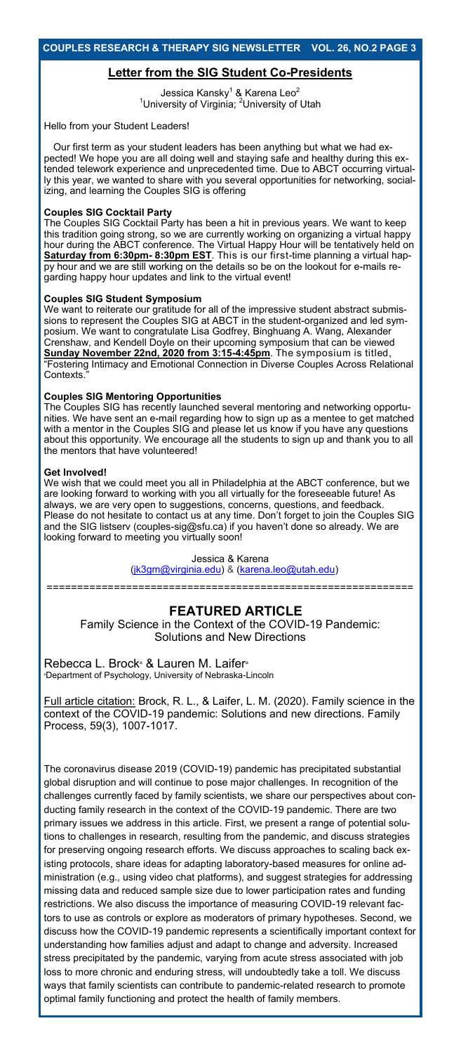## Letter from the SIG Student Co-Presidents

Jessica Kansky[1] & Karena Leo[2]
[1]University of Virginia; [2]University of Utah

Hello from your Student Leaders!

Our first term as your student leaders has been anything but what we had expected! We hope you are all doing well and staying safe and healthy during this extended telework experience and unprecedented time. Due to ABCT occurring virtually this year, we wanted to share with you several opportunities for networking, socializing, and learning the Couples SIG is offering

### Couples SIG Cocktail Party

The Couples SIG Cocktail Party has been a hit in previous years. We want to keep this tradition going strong, so we are currently working on organizing a virtual happy hour during the ABCT conference. The Virtual Happy Hour will be tentatively held on **Saturday from 6:30pm- 8:30pm EST**. This is our first-time planning a virtual happy hour and we are still working on the details so be on the lookout for e-mails regarding happy hour updates and link to the virtual event!

### Couples SIG Student Symposium

We want to reiterate our gratitude for all of the impressive student abstract submissions to represent the Couples SIG at ABCT in the student-organized and led symposium. We want to congratulate Lisa Godfrey, Binghuang A. Wang, Alexander Crenshaw, and Kendell Doyle on their upcoming symposium that can be viewed **Sunday November 22nd, 2020 from 3:15-4:45pm**. The symposium is titled, "Fostering Intimacy and Emotional Connection in Diverse Couples Across Relational Contexts."

### Couples SIG Mentoring Opportunities

The Couples SIG has recently launched several mentoring and networking opportunities. We have sent an e-mail regarding how to sign up as a mentee to get matched with a mentor in the Couples SIG and please let us know if you have any questions about this opportunity. We encourage all the students to sign up and thank you to all the mentors that have volunteered!

### Get Involved!

We wish that we could meet you all in Philadelphia at the ABCT conference, but we are looking forward to working with you all virtually for the foreseeable future! As always, we are very open to suggestions, concerns, questions, and feedback. Please do not hesitate to contact us at any time. Don't forget to join the Couples SIG and the SIG listserv (couples-sig@sfu.ca) if you haven't done so already. We are looking forward to meeting you virtually soon!

Jessica & Karena
(jk3gm@virginia.edu) & (karena.leo@utah.edu)

---

## FEATURED ARTICLE

Family Science in the Context of the COVID-19 Pandemic: Solutions and New Directions

Rebecca L. Brock[a] & Lauren M. Laifer[a]
[a]Department of Psychology, University of Nebraska-Lincoln

Full article citation: Brock, R. L., & Laifer, L. M. (2020). Family science in the context of the COVID-19 pandemic: Solutions and new directions. Family Process, 59(3), 1007-1017.

The coronavirus disease 2019 (COVID-19) pandemic has precipitated substantial global disruption and will continue to pose major challenges. In recognition of the challenges currently faced by family scientists, we share our perspectives about conducting family research in the context of the COVID-19 pandemic. There are two primary issues we address in this article. First, we present a range of potential solutions to challenges in research, resulting from the pandemic, and discuss strategies for preserving ongoing research efforts. We discuss approaches to scaling back existing protocols, share ideas for adapting laboratory-based measures for online administration (e.g., using video chat platforms), and suggest strategies for addressing missing data and reduced sample size due to lower participation rates and funding restrictions. We also discuss the importance of measuring COVID-19 relevant factors to use as controls or explore as moderators of primary hypotheses. Second, we discuss how the COVID-19 pandemic represents a scientifically important context for understanding how families adjust and adapt to change and adversity. Increased stress precipitated by the pandemic, varying from acute stress associated with job loss to more chronic and enduring stress, will undoubtedly take a toll. We discuss ways that family scientists can contribute to pandemic-related research to promote optimal family functioning and protect the health of family members.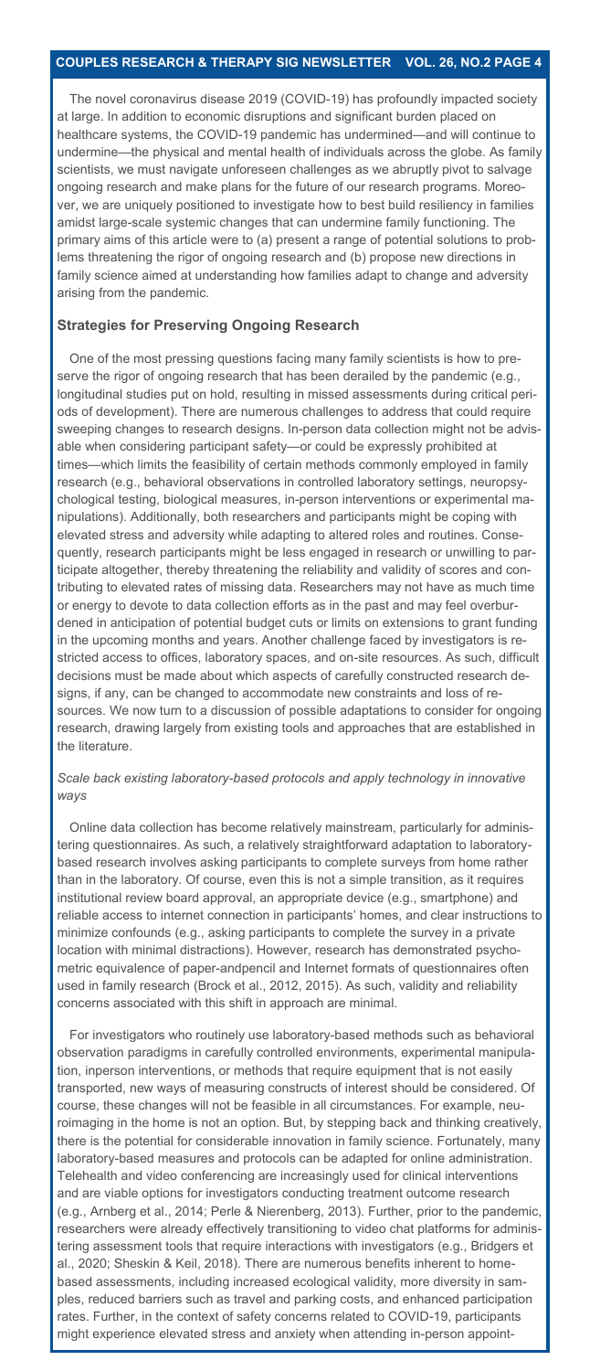The novel coronavirus disease 2019 (COVID-19) has profoundly impacted society at large. In addition to economic disruptions and significant burden placed on healthcare systems, the COVID-19 pandemic has undermined—and will continue to undermine—the physical and mental health of individuals across the globe. As family scientists, we must navigate unforeseen challenges as we abruptly pivot to salvage ongoing research and make plans for the future of our research programs. Moreover, we are uniquely positioned to investigate how to best build resiliency in families amidst large-scale systemic changes that can undermine family functioning. The primary aims of this article were to (a) present a range of potential solutions to problems threatening the rigor of ongoing research and (b) propose new directions in family science aimed at understanding how families adapt to change and adversity arising from the pandemic.

### Strategies for Preserving Ongoing Research

One of the most pressing questions facing many family scientists is how to preserve the rigor of ongoing research that has been derailed by the pandemic (e.g., longitudinal studies put on hold, resulting in missed assessments during critical periods of development). There are numerous challenges to address that could require sweeping changes to research designs. In-person data collection might not be advisable when considering participant safety—or could be expressly prohibited at times—which limits the feasibility of certain methods commonly employed in family research (e.g., behavioral observations in controlled laboratory settings, neuropsychological testing, biological measures, in-person interventions or experimental manipulations). Additionally, both researchers and participants might be coping with elevated stress and adversity while adapting to altered roles and routines. Consequently, research participants might be less engaged in research or unwilling to participate altogether, thereby threatening the reliability and validity of scores and contributing to elevated rates of missing data. Researchers may not have as much time or energy to devote to data collection efforts as in the past and may feel overburdened in anticipation of potential budget cuts or limits on extensions to grant funding in the upcoming months and years. Another challenge faced by investigators is restricted access to offices, laboratory spaces, and on-site resources. As such, difficult decisions must be made about which aspects of carefully constructed research designs, if any, can be changed to accommodate new constraints and loss of resources. We now turn to a discussion of possible adaptations to consider for ongoing research, drawing largely from existing tools and approaches that are established in the literature.

*Scale back existing laboratory-based protocols and apply technology in innovative ways*

Online data collection has become relatively mainstream, particularly for administering questionnaires. As such, a relatively straightforward adaptation to laboratory-based research involves asking participants to complete surveys from home rather than in the laboratory. Of course, even this is not a simple transition, as it requires institutional review board approval, an appropriate device (e.g., smartphone) and reliable access to internet connection in participants' homes, and clear instructions to minimize confounds (e.g., asking participants to complete the survey in a private location with minimal distractions). However, research has demonstrated psychometric equivalence of paper-andpencil and Internet formats of questionnaires often used in family research (Brock et al., 2012, 2015). As such, validity and reliability concerns associated with this shift in approach are minimal.

For investigators who routinely use laboratory-based methods such as behavioral observation paradigms in carefully controlled environments, experimental manipulation, inperson interventions, or methods that require equipment that is not easily transported, new ways of measuring constructs of interest should be considered. Of course, these changes will not be feasible in all circumstances. For example, neuroimaging in the home is not an option. But, by stepping back and thinking creatively, there is the potential for considerable innovation in family science. Fortunately, many laboratory-based measures and protocols can be adapted for online administration. Telehealth and video conferencing are increasingly used for clinical interventions and are viable options for investigators conducting treatment outcome research (e.g., Arnberg et al., 2014; Perle & Nierenberg, 2013). Further, prior to the pandemic, researchers were already effectively transitioning to video chat platforms for administering assessment tools that require interactions with investigators (e.g., Bridgers et al., 2020; Sheskin & Keil, 2018). There are numerous benefits inherent to home-based assessments, including increased ecological validity, more diversity in samples, reduced barriers such as travel and parking costs, and enhanced participation rates. Further, in the context of safety concerns related to COVID-19, participants might experience elevated stress and anxiety when attending in-person appoint-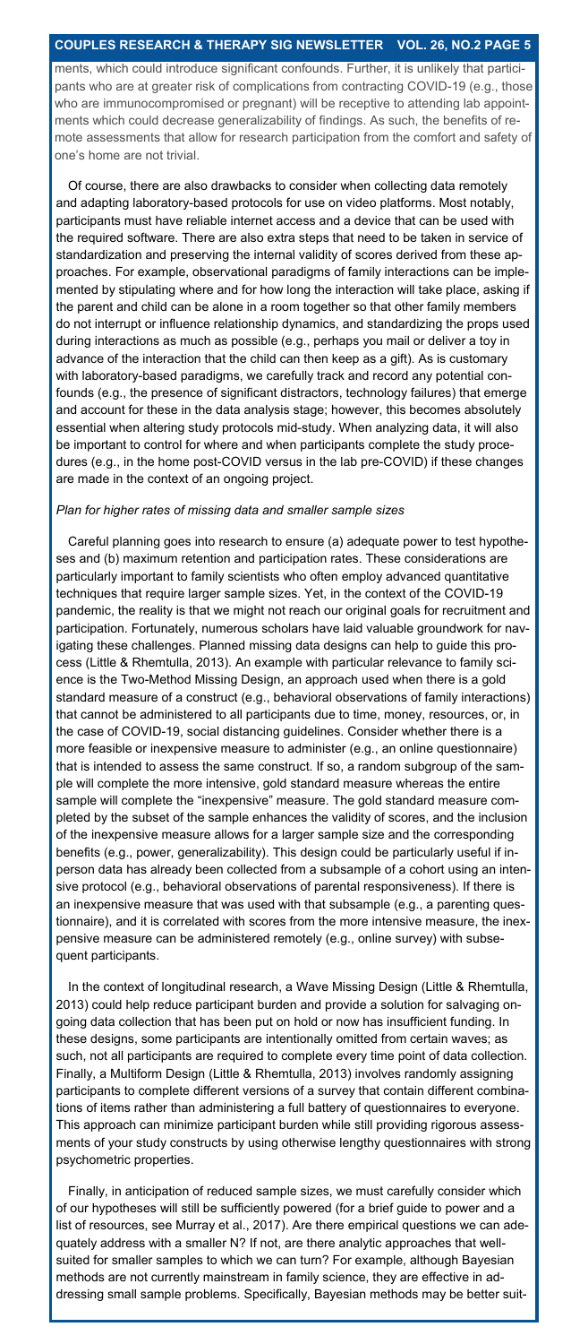ments, which could introduce significant confounds. Further, it is unlikely that participants who are at greater risk of complications from contracting COVID-19 (e.g., those who are immunocompromised or pregnant) will be receptive to attending lab appointments which could decrease generalizability of findings. As such, the benefits of remote assessments that allow for research participation from the comfort and safety of one's home are not trivial.

Of course, there are also drawbacks to consider when collecting data remotely and adapting laboratory-based protocols for use on video platforms. Most notably, participants must have reliable internet access and a device that can be used with the required software. There are also extra steps that need to be taken in service of standardization and preserving the internal validity of scores derived from these approaches. For example, observational paradigms of family interactions can be implemented by stipulating where and for how long the interaction will take place, asking if the parent and child can be alone in a room together so that other family members do not interrupt or influence relationship dynamics, and standardizing the props used during interactions as much as possible (e.g., perhaps you mail or deliver a toy in advance of the interaction that the child can then keep as a gift). As is customary with laboratory-based paradigms, we carefully track and record any potential confounds (e.g., the presence of significant distractors, technology failures) that emerge and account for these in the data analysis stage; however, this becomes absolutely essential when altering study protocols mid-study. When analyzing data, it will also be important to control for where and when participants complete the study procedures (e.g., in the home post-COVID versus in the lab pre-COVID) if these changes are made in the context of an ongoing project.

*Plan for higher rates of missing data and smaller sample sizes*

Careful planning goes into research to ensure (a) adequate power to test hypotheses and (b) maximum retention and participation rates. These considerations are particularly important to family scientists who often employ advanced quantitative techniques that require larger sample sizes. Yet, in the context of the COVID-19 pandemic, the reality is that we might not reach our original goals for recruitment and participation. Fortunately, numerous scholars have laid valuable groundwork for navigating these challenges. Planned missing data designs can help to guide this process (Little & Rhemtulla, 2013). An example with particular relevance to family science is the Two-Method Missing Design, an approach used when there is a gold standard measure of a construct (e.g., behavioral observations of family interactions) that cannot be administered to all participants due to time, money, resources, or, in the case of COVID-19, social distancing guidelines. Consider whether there is a more feasible or inexpensive measure to administer (e.g., an online questionnaire) that is intended to assess the same construct. If so, a random subgroup of the sample will complete the more intensive, gold standard measure whereas the entire sample will complete the "inexpensive" measure. The gold standard measure completed by the subset of the sample enhances the validity of scores, and the inclusion of the inexpensive measure allows for a larger sample size and the corresponding benefits (e.g., power, generalizability). This design could be particularly useful if in-person data has already been collected from a subsample of a cohort using an intensive protocol (e.g., behavioral observations of parental responsiveness). If there is an inexpensive measure that was used with that subsample (e.g., a parenting questionnaire), and it is correlated with scores from the more intensive measure, the inexpensive measure can be administered remotely (e.g., online survey) with subsequent participants.

In the context of longitudinal research, a Wave Missing Design (Little & Rhemtulla, 2013) could help reduce participant burden and provide a solution for salvaging ongoing data collection that has been put on hold or now has insufficient funding. In these designs, some participants are intentionally omitted from certain waves; as such, not all participants are required to complete every time point of data collection. Finally, a Multiform Design (Little & Rhemtulla, 2013) involves randomly assigning participants to complete different versions of a survey that contain different combinations of items rather than administering a full battery of questionnaires to everyone. This approach can minimize participant burden while still providing rigorous assessments of your study constructs by using otherwise lengthy questionnaires with strong psychometric properties.

Finally, in anticipation of reduced sample sizes, we must carefully consider which of our hypotheses will still be sufficiently powered (for a brief guide to power and a list of resources, see Murray et al., 2017). Are there empirical questions we can adequately address with a smaller N? If not, are there analytic approaches that well-suited for smaller samples to which we can turn? For example, although Bayesian methods are not currently mainstream in family science, they are effective in addressing small sample problems. Specifically, Bayesian methods may be better suit-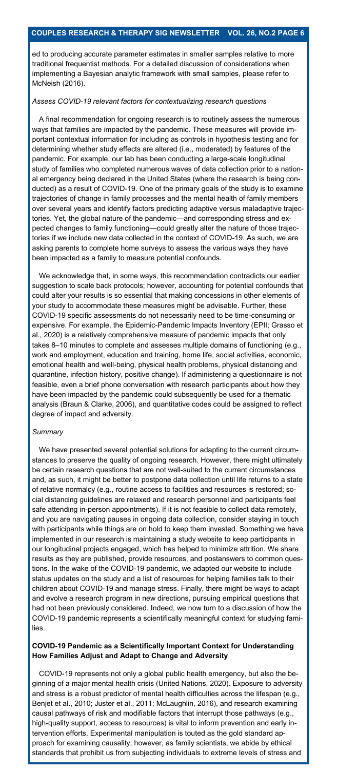ed to producing accurate parameter estimates in smaller samples relative to more traditional frequentist methods. For a detailed discussion of considerations when implementing a Bayesian analytic framework with small samples, please refer to McNeish (2016).

*Assess COVID-19 relevant factors for contextualizing research questions*

A final recommendation for ongoing research is to routinely assess the numerous ways that families are impacted by the pandemic. These measures will provide important contextual information for including as controls in hypothesis testing and for determining whether study effects are altered (i.e., moderated) by features of the pandemic. For example, our lab has been conducting a large-scale longitudinal study of families who completed numerous waves of data collection prior to a national emergency being declared in the United States (where the research is being conducted) as a result of COVID-19. One of the primary goals of the study is to examine trajectories of change in family processes and the mental health of family members over several years and identify factors predicting adaptive versus maladaptive trajectories. Yet, the global nature of the pandemic—and corresponding stress and expected changes to family functioning—could greatly alter the nature of those trajectories if we include new data collected in the context of COVID-19. As such, we are asking parents to complete home surveys to assess the various ways they have been impacted as a family to measure potential confounds.

We acknowledge that, in some ways, this recommendation contradicts our earlier suggestion to scale back protocols; however, accounting for potential confounds that could alter your results is so essential that making concessions in other elements of your study to accommodate these measures might be advisable. Further, these COVID-19 specific assessments do not necessarily need to be time-consuming or expensive. For example, the Epidemic-Pandemic Impacts Inventory (EPII; Grasso et al., 2020) is a relatively comprehensive measure of pandemic impacts that only takes 8–10 minutes to complete and assesses multiple domains of functioning (e.g., work and employment, education and training, home life, social activities, economic, emotional health and well-being, physical health problems, physical distancing and quarantine, infection history, positive change). If administering a questionnaire is not feasible, even a brief phone conversation with research participants about how they have been impacted by the pandemic could subsequently be used for a thematic analysis (Braun & Clarke, 2006), and quantitative codes could be assigned to reflect degree of impact and adversity.

*Summary*

We have presented several potential solutions for adapting to the current circumstances to preserve the quality of ongoing research. However, there might ultimately be certain research questions that are not well-suited to the current circumstances and, as such, it might be better to postpone data collection until life returns to a state of relative normalcy (e.g., routine access to facilities and resources is restored; social distancing guidelines are relaxed and research personnel and participants feel safe attending in-person appointments). If it is not feasible to collect data remotely, and you are navigating pauses in ongoing data collection, consider staying in touch with participants while things are on hold to keep them invested. Something we have implemented in our research is maintaining a study website to keep participants in our longitudinal projects engaged, which has helped to minimize attrition. We share results as they are published, provide resources, and postanswers to common questions. In the wake of the COVID-19 pandemic, we adapted our website to include status updates on the study and a list of resources for helping families talk to their children about COVID-19 and manage stress. Finally, there might be ways to adapt and evolve a research program in new directions, pursuing empirical questions that had not been previously considered. Indeed, we now turn to a discussion of how the COVID-19 pandemic represents a scientifically meaningful context for studying families.

**COVID-19 Pandemic as a Scientifically Important Context for Understanding How Families Adjust and Adapt to Change and Adversity**

COVID-19 represents not only a global public health emergency, but also the beginning of a major mental health crisis (United Nations, 2020). Exposure to adversity and stress is a robust predictor of mental health difficulties across the lifespan (e.g., Benjet et al., 2010; Juster et al., 2011; McLaughlin, 2016), and research examining causal pathways of risk and modifiable factors that interrupt those pathways (e.g., high-quality support, access to resources) is vital to inform prevention and early intervention efforts. Experimental manipulation is touted as the gold standard approach for examining causality; however, as family scientists, we abide by ethical standards that prohibit us from subjecting individuals to extreme levels of stress and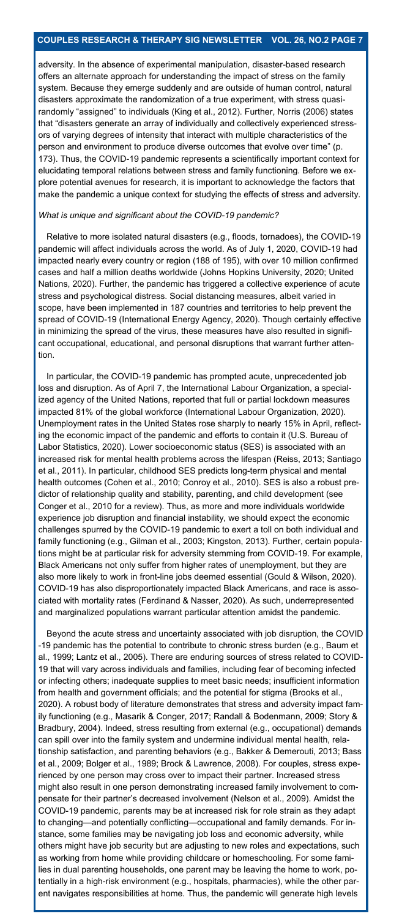adversity. In the absence of experimental manipulation, disaster-based research offers an alternate approach for understanding the impact of stress on the family system. Because they emerge suddenly and are outside of human control, natural disasters approximate the randomization of a true experiment, with stress quasi-randomly "assigned" to individuals (King et al., 2012). Further, Norris (2006) states that "disasters generate an array of individually and collectively experienced stressors of varying degrees of intensity that interact with multiple characteristics of the person and environment to produce diverse outcomes that evolve over time" (p. 173). Thus, the COVID-19 pandemic represents a scientifically important context for elucidating temporal relations between stress and family functioning. Before we explore potential avenues for research, it is important to acknowledge the factors that make the pandemic a unique context for studying the effects of stress and adversity.

*What is unique and significant about the COVID-19 pandemic?*

Relative to more isolated natural disasters (e.g., floods, tornadoes), the COVID-19 pandemic will affect individuals across the world. As of July 1, 2020, COVID-19 had impacted nearly every country or region (188 of 195), with over 10 million confirmed cases and half a million deaths worldwide (Johns Hopkins University, 2020; United Nations, 2020). Further, the pandemic has triggered a collective experience of acute stress and psychological distress. Social distancing measures, albeit varied in scope, have been implemented in 187 countries and territories to help prevent the spread of COVID-19 (International Energy Agency, 2020). Though certainly effective in minimizing the spread of the virus, these measures have also resulted in significant occupational, educational, and personal disruptions that warrant further attention.

In particular, the COVID-19 pandemic has prompted acute, unprecedented job loss and disruption. As of April 7, the International Labour Organization, a specialized agency of the United Nations, reported that full or partial lockdown measures impacted 81% of the global workforce (International Labour Organization, 2020). Unemployment rates in the United States rose sharply to nearly 15% in April, reflecting the economic impact of the pandemic and efforts to contain it (U.S. Bureau of Labor Statistics, 2020). Lower socioeconomic status (SES) is associated with an increased risk for mental health problems across the lifespan (Reiss, 2013; Santiago et al., 2011). In particular, childhood SES predicts long-term physical and mental health outcomes (Cohen et al., 2010; Conroy et al., 2010). SES is also a robust predictor of relationship quality and stability, parenting, and child development (see Conger et al., 2010 for a review). Thus, as more and more individuals worldwide experience job disruption and financial instability, we should expect the economic challenges spurred by the COVID-19 pandemic to exert a toll on both individual and family functioning (e.g., Gilman et al., 2003; Kingston, 2013). Further, certain populations might be at particular risk for adversity stemming from COVID-19. For example, Black Americans not only suffer from higher rates of unemployment, but they are also more likely to work in front-line jobs deemed essential (Gould & Wilson, 2020). COVID-19 has also disproportionately impacted Black Americans, and race is associated with mortality rates (Ferdinand & Nasser, 2020). As such, underrepresented and marginalized populations warrant particular attention amidst the pandemic.

Beyond the acute stress and uncertainty associated with job disruption, the COVID-19 pandemic has the potential to contribute to chronic stress burden (e.g., Baum et al., 1999; Lantz et al., 2005). There are enduring sources of stress related to COVID-19 that will vary across individuals and families, including fear of becoming infected or infecting others; inadequate supplies to meet basic needs; insufficient information from health and government officials; and the potential for stigma (Brooks et al., 2020). A robust body of literature demonstrates that stress and adversity impact family functioning (e.g., Masarik & Conger, 2017; Randall & Bodenmann, 2009; Story & Bradbury, 2004). Indeed, stress resulting from external (e.g., occupational) demands can spill over into the family system and undermine individual mental health, relationship satisfaction, and parenting behaviors (e.g., Bakker & Demerouti, 2013; Bass et al., 2009; Bolger et al., 1989; Brock & Lawrence, 2008). For couples, stress experienced by one person may cross over to impact their partner. Increased stress might also result in one person demonstrating increased family involvement to compensate for their partner's decreased involvement (Nelson et al., 2009). Amidst the COVID-19 pandemic, parents may be at increased risk for role strain as they adapt to changing—and potentially conflicting—occupational and family demands. For instance, some families may be navigating job loss and economic adversity, while others might have job security but are adjusting to new roles and expectations, such as working from home while providing childcare or homeschooling. For some families in dual parenting households, one parent may be leaving the home to work, potentially in a high-risk environment (e.g., hospitals, pharmacies), while the other parent navigates responsibilities at home. Thus, the pandemic will generate high levels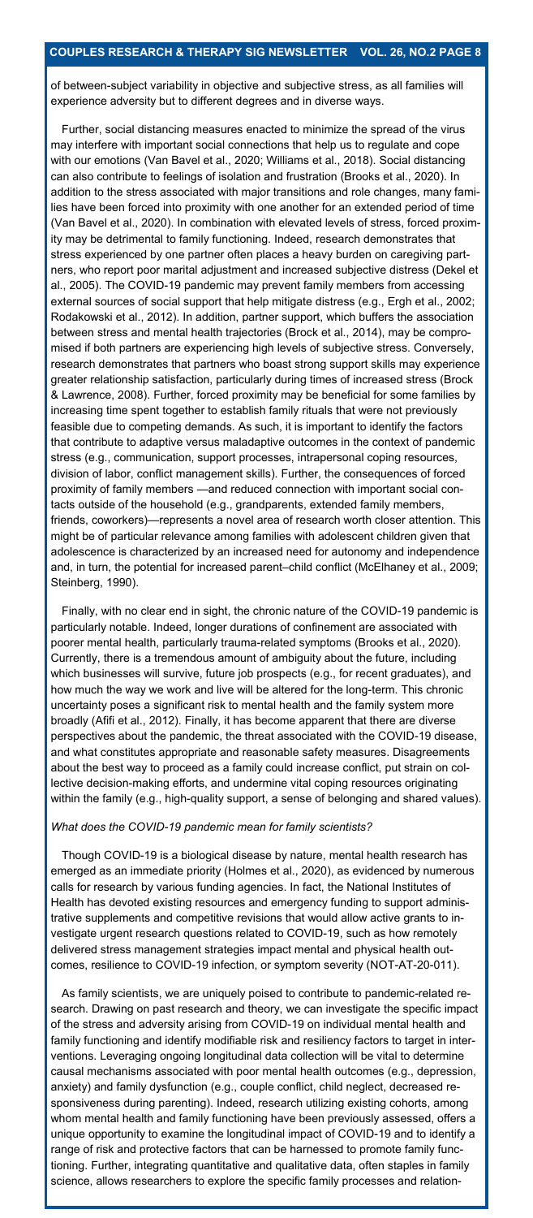of between-subject variability in objective and subjective stress, as all families will experience adversity but to different degrees and in diverse ways.

Further, social distancing measures enacted to minimize the spread of the virus may interfere with important social connections that help us to regulate and cope with our emotions (Van Bavel et al., 2020; Williams et al., 2018). Social distancing can also contribute to feelings of isolation and frustration (Brooks et al., 2020). In addition to the stress associated with major transitions and role changes, many families have been forced into proximity with one another for an extended period of time (Van Bavel et al., 2020). In combination with elevated levels of stress, forced proximity may be detrimental to family functioning. Indeed, research demonstrates that stress experienced by one partner often places a heavy burden on caregiving partners, who report poor marital adjustment and increased subjective distress (Dekel et al., 2005). The COVID-19 pandemic may prevent family members from accessing external sources of social support that help mitigate distress (e.g., Ergh et al., 2002; Rodakowski et al., 2012). In addition, partner support, which buffers the association between stress and mental health trajectories (Brock et al., 2014), may be compromised if both partners are experiencing high levels of subjective stress. Conversely, research demonstrates that partners who boast strong support skills may experience greater relationship satisfaction, particularly during times of increased stress (Brock & Lawrence, 2008). Further, forced proximity may be beneficial for some families by increasing time spent together to establish family rituals that were not previously feasible due to competing demands. As such, it is important to identify the factors that contribute to adaptive versus maladaptive outcomes in the context of pandemic stress (e.g., communication, support processes, intrapersonal coping resources, division of labor, conflict management skills). Further, the consequences of forced proximity of family members —and reduced connection with important social contacts outside of the household (e.g., grandparents, extended family members, friends, coworkers)—represents a novel area of research worth closer attention. This might be of particular relevance among families with adolescent children given that adolescence is characterized by an increased need for autonomy and independence and, in turn, the potential for increased parent–child conflict (McElhaney et al., 2009; Steinberg, 1990).

Finally, with no clear end in sight, the chronic nature of the COVID-19 pandemic is particularly notable. Indeed, longer durations of confinement are associated with poorer mental health, particularly trauma-related symptoms (Brooks et al., 2020). Currently, there is a tremendous amount of ambiguity about the future, including which businesses will survive, future job prospects (e.g., for recent graduates), and how much the way we work and live will be altered for the long-term. This chronic uncertainty poses a significant risk to mental health and the family system more broadly (Afifi et al., 2012). Finally, it has become apparent that there are diverse perspectives about the pandemic, the threat associated with the COVID-19 disease, and what constitutes appropriate and reasonable safety measures. Disagreements about the best way to proceed as a family could increase conflict, put strain on collective decision-making efforts, and undermine vital coping resources originating within the family (e.g., high-quality support, a sense of belonging and shared values).

*What does the COVID-19 pandemic mean for family scientists?*

Though COVID-19 is a biological disease by nature, mental health research has emerged as an immediate priority (Holmes et al., 2020), as evidenced by numerous calls for research by various funding agencies. In fact, the National Institutes of Health has devoted existing resources and emergency funding to support administrative supplements and competitive revisions that would allow active grants to investigate urgent research questions related to COVID-19, such as how remotely delivered stress management strategies impact mental and physical health outcomes, resilience to COVID-19 infection, or symptom severity (NOT-AT-20-011).

As family scientists, we are uniquely poised to contribute to pandemic-related research. Drawing on past research and theory, we can investigate the specific impact of the stress and adversity arising from COVID-19 on individual mental health and family functioning and identify modifiable risk and resiliency factors to target in interventions. Leveraging ongoing longitudinal data collection will be vital to determine causal mechanisms associated with poor mental health outcomes (e.g., depression, anxiety) and family dysfunction (e.g., couple conflict, child neglect, decreased responsiveness during parenting). Indeed, research utilizing existing cohorts, among whom mental health and family functioning have been previously assessed, offers a unique opportunity to examine the longitudinal impact of COVID-19 and to identify a range of risk and protective factors that can be harnessed to promote family functioning. Further, integrating quantitative and qualitative data, often staples in family science, allows researchers to explore the specific family processes and relation-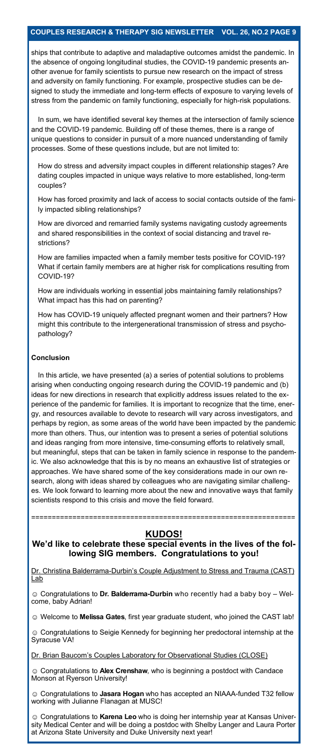ships that contribute to adaptive and maladaptive outcomes amidst the pandemic. In the absence of ongoing longitudinal studies, the COVID-19 pandemic presents another avenue for family scientists to pursue new research on the impact of stress and adversity on family functioning. For example, prospective studies can be designed to study the immediate and long-term effects of exposure to varying levels of stress from the pandemic on family functioning, especially for high-risk populations.

In sum, we have identified several key themes at the intersection of family science and the COVID-19 pandemic. Building off of these themes, there is a range of unique questions to consider in pursuit of a more nuanced understanding of family processes. Some of these questions include, but are not limited to:

How do stress and adversity impact couples in different relationship stages? Are dating couples impacted in unique ways relative to more established, long-term couples?

How has forced proximity and lack of access to social contacts outside of the family impacted sibling relationships?

How are divorced and remarried family systems navigating custody agreements and shared responsibilities in the context of social distancing and travel restrictions?

How are families impacted when a family member tests positive for COVID-19? What if certain family members are at higher risk for complications resulting from COVID-19?

How are individuals working in essential jobs maintaining family relationships? What impact has this had on parenting?

How has COVID-19 uniquely affected pregnant women and their partners? How might this contribute to the intergenerational transmission of stress and psychopathology?

### Conclusion

In this article, we have presented (a) a series of potential solutions to problems arising when conducting ongoing research during the COVID-19 pandemic and (b) ideas for new directions in research that explicitly address issues related to the experience of the pandemic for families. It is important to recognize that the time, energy, and resources available to devote to research will vary across investigators, and perhaps by region, as some areas of the world have been impacted by the pandemic more than others. Thus, our intention was to present a series of potential solutions and ideas ranging from more intensive, time-consuming efforts to relatively small, but meaningful, steps that can be taken in family science in response to the pandemic. We also acknowledge that this is by no means an exhaustive list of strategies or approaches. We have shared some of the key considerations made in our own research, along with ideas shared by colleagues who are navigating similar challenges. We look forward to learning more about the new and innovative ways that family scientists respond to this crisis and move the field forward.

================================================================

## KUDOS!

### We'd like to celebrate these special events in the lives of the following SIG members. Congratulations to you!

Dr. Christina Balderrama-Durbin's Couple Adjustment to Stress and Trauma (CAST) Lab

☺ Congratulations to **Dr. Balderrama-Durbin** who recently had a baby boy – Welcome, baby Adrian!

☺ Welcome to **Melissa Gates**, first year graduate student, who joined the CAST lab!

☺ Congratulations to Seigie Kennedy for beginning her predoctoral internship at the Syracuse VA!

Dr. Brian Baucom's Couples Laboratory for Observational Studies (CLOSE)

☺ Congratulations to **Alex Crenshaw**, who is beginning a postdoct with Candace Monson at Ryerson University!

☺ Congratulations to **Jasara Hogan** who has accepted an NIAAA-funded T32 fellow working with Julianne Flanagan at MUSC!

☺ Congratulations to **Karena Leo** who is doing her internship year at Kansas University Medical Center and will be doing a postdoc with Shelby Langer and Laura Porter at Arizona State University and Duke University next year!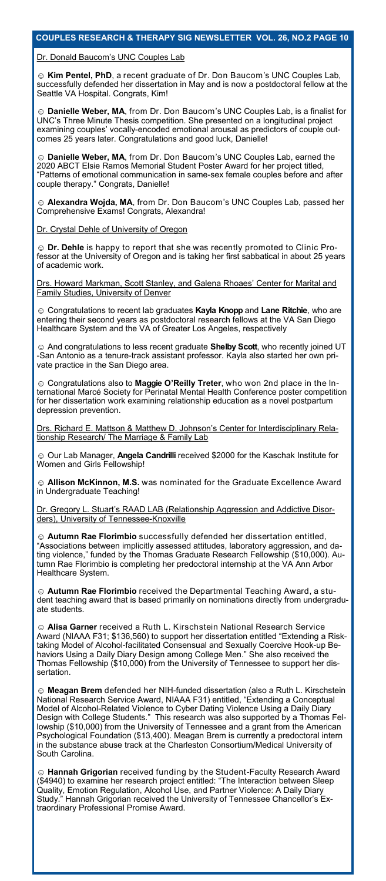Dr. Donald Baucom's UNC Couples Lab

☺ **Kim Pentel, PhD**, a recent graduate of Dr. Don Baucom's UNC Couples Lab, successfully defended her dissertation in May and is now a postdoctoral fellow at the Seattle VA Hospital. Congrats, Kim!

☺ **Danielle Weber, MA**, from Dr. Don Baucom's UNC Couples Lab, is a finalist for UNC's Three Minute Thesis competition. She presented on a longitudinal project examining couples' vocally-encoded emotional arousal as predictors of couple outcomes 25 years later. Congratulations and good luck, Danielle!

☺ **Danielle Weber, MA**, from Dr. Don Baucom's UNC Couples Lab, earned the 2020 ABCT Elsie Ramos Memorial Student Poster Award for her project titled, "Patterns of emotional communication in same-sex female couples before and after couple therapy." Congrats, Danielle!

☺ **Alexandra Wojda, MA**, from Dr. Don Baucom's UNC Couples Lab, passed her Comprehensive Exams! Congrats, Alexandra!

Dr. Crystal Dehle of University of Oregon

☺ **Dr. Dehle** is happy to report that she was recently promoted to Clinic Professor at the University of Oregon and is taking her first sabbatical in about 25 years of academic work.

Drs. Howard Markman, Scott Stanley, and Galena Rhoaes' Center for Marital and Family Studies, University of Denver

☺ Congratulations to recent lab graduates **Kayla Knopp** and **Lane Ritchie**, who are entering their second years as postdoctoral research fellows at the VA San Diego Healthcare System and the VA of Greater Los Angeles, respectively

☺ And congratulations to less recent graduate **Shelby Scott**, who recently joined UT -San Antonio as a tenure-track assistant professor. Kayla also started her own private practice in the San Diego area.

☺ Congratulations also to **Maggie O'Reilly Treter**, who won 2nd place in the International Marcé Society for Perinatal Mental Health Conference poster competition for her dissertation work examining relationship education as a novel postpartum depression prevention.

Drs. Richard E. Mattson & Matthew D. Johnson's Center for Interdisciplinary Relationship Research/ The Marriage & Family Lab

☺ Our Lab Manager, **Angela Candrilli** received $2000 for the Kaschak Institute for Women and Girls Fellowship!

☺ **Allison McKinnon, M.S.** was nominated for the Graduate Excellence Award in Undergraduate Teaching!

Dr. Gregory L. Stuart's RAAD LAB (Relationship Aggression and Addictive Disorders), University of Tennessee-Knoxville

☺ **Autumn Rae Florimbio** successfully defended her dissertation entitled, "Associations between implicitly assessed attitudes, laboratory aggression, and dating violence," funded by the Thomas Graduate Research Fellowship ($10,000). Autumn Rae Florimbio is completing her predoctoral internship at the VA Ann Arbor Healthcare System.

☺ **Autumn Rae Florimbio** received the Departmental Teaching Award, a student teaching award that is based primarily on nominations directly from undergraduate students.

☺ **Alisa Garner** received a Ruth L. Kirschstein National Research Service Award (NIAAA F31; $136,560) to support her dissertation entitled "Extending a Risk-taking Model of Alcohol-facilitated Consensual and Sexually Coercive Hook-up Behaviors Using a Daily Diary Design among College Men." She also received the Thomas Fellowship ($10,000) from the University of Tennessee to support her dissertation.

☺ **Meagan Brem** defended her NIH-funded dissertation (also a Ruth L. Kirschstein National Research Service Award, NIAAA F31) entitled, "Extending a Conceptual Model of Alcohol-Related Violence to Cyber Dating Violence Using a Daily Diary Design with College Students." This research was also supported by a Thomas Fellowship ($10,000) from the University of Tennessee and a grant from the American Psychological Foundation ($13,400). Meagan Brem is currently a predoctoral intern in the substance abuse track at the Charleston Consortium/Medical University of South Carolina.

☺ **Hannah Grigorian** received funding by the Student-Faculty Research Award ($4940) to examine her research project entitled: "The Interaction between Sleep Quality, Emotion Regulation, Alcohol Use, and Partner Violence: A Daily Diary Study." Hannah Grigorian received the University of Tennessee Chancellor's Extraordinary Professional Promise Award.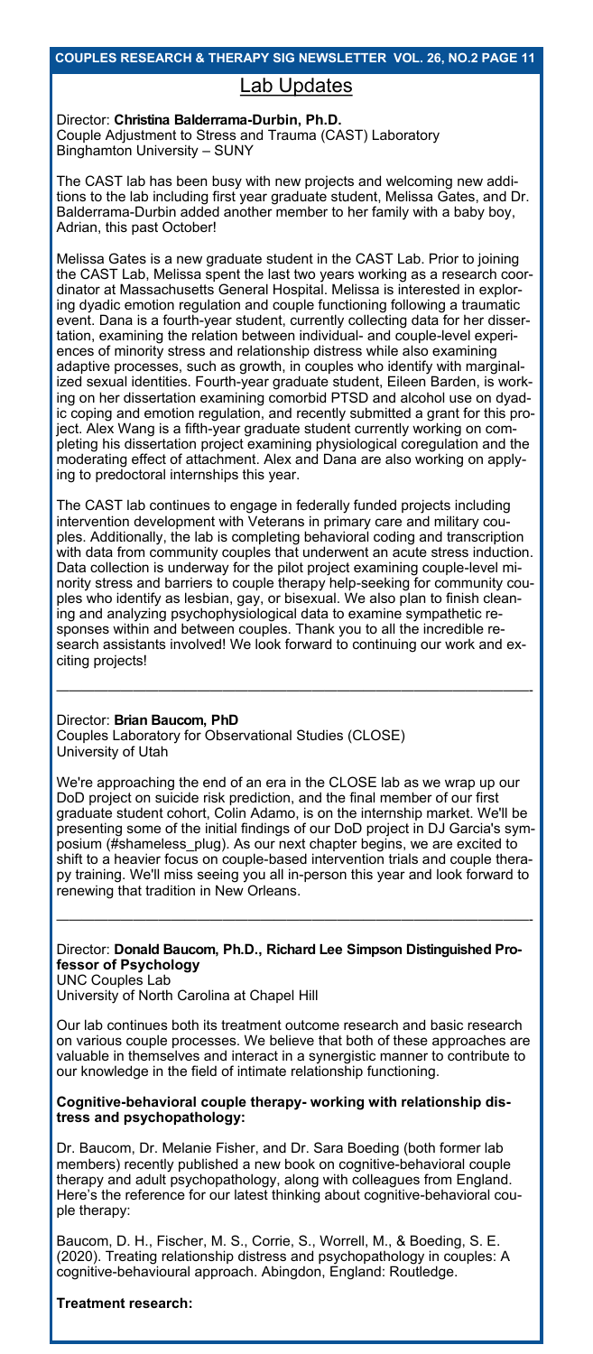## Lab Updates

Director: **Christina Balderrama-Durbin, Ph.D.**
Couple Adjustment to Stress and Trauma (CAST) Laboratory
Binghamton University – SUNY

The CAST lab has been busy with new projects and welcoming new additions to the lab including first year graduate student, Melissa Gates, and Dr. Balderrama-Durbin added another member to her family with a baby boy, Adrian, this past October!

Melissa Gates is a new graduate student in the CAST Lab. Prior to joining the CAST Lab, Melissa spent the last two years working as a research coordinator at Massachusetts General Hospital. Melissa is interested in exploring dyadic emotion regulation and couple functioning following a traumatic event. Dana is a fourth-year student, currently collecting data for her dissertation, examining the relation between individual- and couple-level experiences of minority stress and relationship distress while also examining adaptive processes, such as growth, in couples who identify with marginalized sexual identities. Fourth-year graduate student, Eileen Barden, is working on her dissertation examining comorbid PTSD and alcohol use on dyadic coping and emotion regulation, and recently submitted a grant for this project. Alex Wang is a fifth-year graduate student currently working on completing his dissertation project examining physiological coregulation and the moderating effect of attachment. Alex and Dana are also working on applying to predoctoral internships this year.

The CAST lab continues to engage in federally funded projects including intervention development with Veterans in primary care and military couples. Additionally, the lab is completing behavioral coding and transcription with data from community couples that underwent an acute stress induction. Data collection is underway for the pilot project examining couple-level minority stress and barriers to couple therapy help-seeking for community couples who identify as lesbian, gay, or bisexual. We also plan to finish cleaning and analyzing psychophysiological data to examine sympathetic responses within and between couples. Thank you to all the incredible research assistants involved! We look forward to continuing our work and exciting projects!

---

Director: **Brian Baucom, PhD**
Couples Laboratory for Observational Studies (CLOSE)
University of Utah

We're approaching the end of an era in the CLOSE lab as we wrap up our DoD project on suicide risk prediction, and the final member of our first graduate student cohort, Colin Adamo, is on the internship market. We'll be presenting some of the initial findings of our DoD project in DJ Garcia's symposium (#shameless_plug). As our next chapter begins, we are excited to shift to a heavier focus on couple-based intervention trials and couple therapy training. We'll miss seeing you all in-person this year and look forward to renewing that tradition in New Orleans.

---

Director: **Donald Baucom, Ph.D., Richard Lee Simpson Distinguished Professor of Psychology**
UNC Couples Lab
University of North Carolina at Chapel Hill

Our lab continues both its treatment outcome research and basic research on various couple processes. We believe that both of these approaches are valuable in themselves and interact in a synergistic manner to contribute to our knowledge in the field of intimate relationship functioning.

**Cognitive-behavioral couple therapy- working with relationship distress and psychopathology:**

Dr. Baucom, Dr. Melanie Fisher, and Dr. Sara Boeding (both former lab members) recently published a new book on cognitive-behavioral couple therapy and adult psychopathology, along with colleagues from England. Here's the reference for our latest thinking about cognitive-behavioral couple therapy:

Baucom, D. H., Fischer, M. S., Corrie, S., Worrell, M., & Boeding, S. E. (2020). Treating relationship distress and psychopathology in couples: A cognitive-behavioural approach. Abingdon, England: Routledge.

**Treatment research:**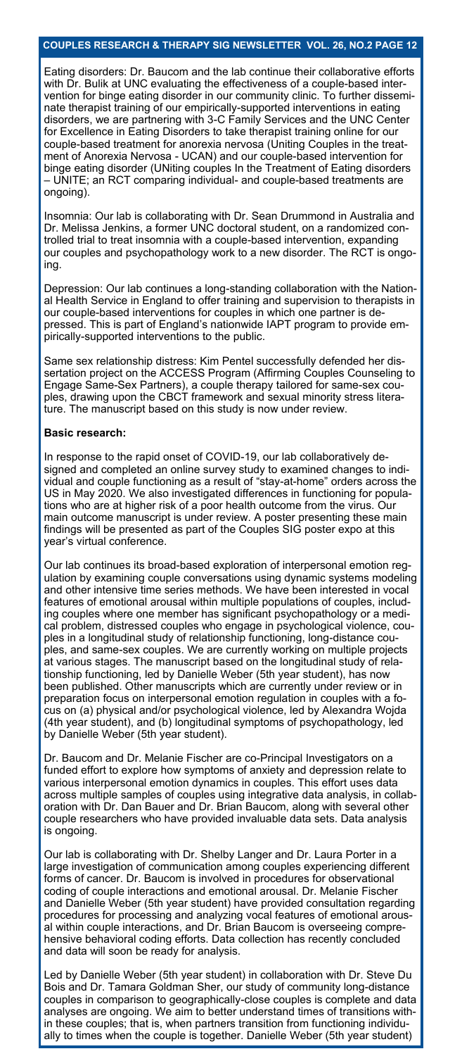Eating disorders: Dr. Baucom and the lab continue their collaborative efforts with Dr. Bulik at UNC evaluating the effectiveness of a couple-based intervention for binge eating disorder in our community clinic. To further disseminate therapist training of our empirically-supported interventions in eating disorders, we are partnering with 3-C Family Services and the UNC Center for Excellence in Eating Disorders to take therapist training online for our couple-based treatment for anorexia nervosa (Uniting Couples in the treatment of Anorexia Nervosa - UCAN) and our couple-based intervention for binge eating disorder (UNiting couples In the Treatment of Eating disorders – UNITE; an RCT comparing individual- and couple-based treatments are ongoing).

Insomnia: Our lab is collaborating with Dr. Sean Drummond in Australia and Dr. Melissa Jenkins, a former UNC doctoral student, on a randomized controlled trial to treat insomnia with a couple-based intervention, expanding our couples and psychopathology work to a new disorder. The RCT is ongoing.

Depression: Our lab continues a long-standing collaboration with the National Health Service in England to offer training and supervision to therapists in our couple-based interventions for couples in which one partner is depressed. This is part of England's nationwide IAPT program to provide empirically-supported interventions to the public.

Same sex relationship distress: Kim Pentel successfully defended her dissertation project on the ACCESS Program (Affirming Couples Counseling to Engage Same-Sex Partners), a couple therapy tailored for same-sex couples, drawing upon the CBCT framework and sexual minority stress literature. The manuscript based on this study is now under review.

**Basic research:**

In response to the rapid onset of COVID-19, our lab collaboratively designed and completed an online survey study to examined changes to individual and couple functioning as a result of "stay-at-home" orders across the US in May 2020. We also investigated differences in functioning for populations who are at higher risk of a poor health outcome from the virus. Our main outcome manuscript is under review. A poster presenting these main findings will be presented as part of the Couples SIG poster expo at this year's virtual conference.

Our lab continues its broad-based exploration of interpersonal emotion regulation by examining couple conversations using dynamic systems modeling and other intensive time series methods. We have been interested in vocal features of emotional arousal within multiple populations of couples, including couples where one member has significant psychopathology or a medical problem, distressed couples who engage in psychological violence, couples in a longitudinal study of relationship functioning, long-distance couples, and same-sex couples. We are currently working on multiple projects at various stages. The manuscript based on the longitudinal study of relationship functioning, led by Danielle Weber (5th year student), has now been published. Other manuscripts which are currently under review or in preparation focus on interpersonal emotion regulation in couples with a focus on (a) physical and/or psychological violence, led by Alexandra Wojda (4th year student), and (b) longitudinal symptoms of psychopathology, led by Danielle Weber (5th year student).

Dr. Baucom and Dr. Melanie Fischer are co-Principal Investigators on a funded effort to explore how symptoms of anxiety and depression relate to various interpersonal emotion dynamics in couples. This effort uses data across multiple samples of couples using integrative data analysis, in collaboration with Dr. Dan Bauer and Dr. Brian Baucom, along with several other couple researchers who have provided invaluable data sets. Data analysis is ongoing.

Our lab is collaborating with Dr. Shelby Langer and Dr. Laura Porter in a large investigation of communication among couples experiencing different forms of cancer. Dr. Baucom is involved in procedures for observational coding of couple interactions and emotional arousal. Dr. Melanie Fischer and Danielle Weber (5th year student) have provided consultation regarding procedures for processing and analyzing vocal features of emotional arousal within couple interactions, and Dr. Brian Baucom is overseeing comprehensive behavioral coding efforts. Data collection has recently concluded and data will soon be ready for analysis.

Led by Danielle Weber (5th year student) in collaboration with Dr. Steve Du Bois and Dr. Tamara Goldman Sher, our study of community long-distance couples in comparison to geographically-close couples is complete and data analyses are ongoing. We aim to better understand times of transitions within these couples; that is, when partners transition from functioning individually to times when the couple is together. Danielle Weber (5th year student)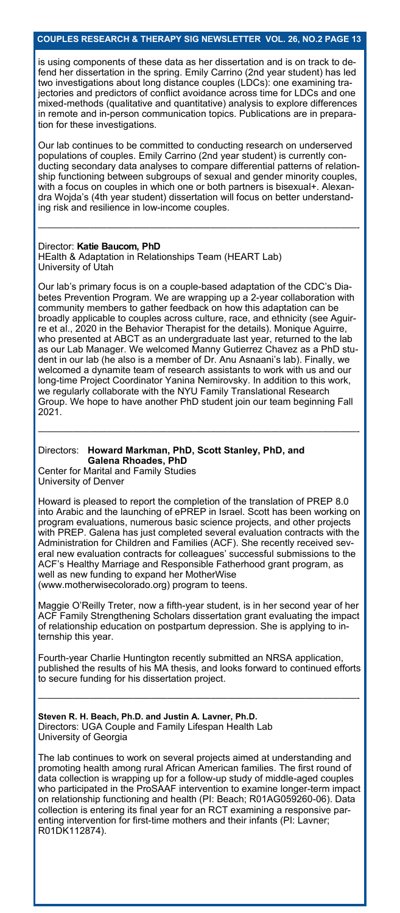is using components of these data as her dissertation and is on track to defend her dissertation in the spring. Emily Carrino (2nd year student) has led two investigations about long distance couples (LDCs): one examining trajectories and predictors of conflict avoidance across time for LDCs and one mixed-methods (qualitative and quantitative) analysis to explore differences in remote and in-person communication topics. Publications are in preparation for these investigations.

Our lab continues to be committed to conducting research on underserved populations of couples. Emily Carrino (2nd year student) is currently conducting secondary data analyses to compare differential patterns of relationship functioning between subgroups of sexual and gender minority couples, with a focus on couples in which one or both partners is bisexual+. Alexandra Wojda's (4th year student) dissertation will focus on better understanding risk and resilience in low-income couples.

---

Director: **Katie Baucom, PhD**
HEalth & Adaptation in Relationships Team (HEART Lab)
University of Utah

Our lab's primary focus is on a couple-based adaptation of the CDC's Diabetes Prevention Program. We are wrapping up a 2-year collaboration with community members to gather feedback on how this adaptation can be broadly applicable to couples across culture, race, and ethnicity (see Aguirre et al., 2020 in the Behavior Therapist for the details). Monique Aguirre, who presented at ABCT as an undergraduate last year, returned to the lab as our Lab Manager. We welcomed Manny Gutierrez Chavez as a PhD student in our lab (he also is a member of Dr. Anu Asnaani's lab). Finally, we welcomed a dynamite team of research assistants to work with us and our long-time Project Coordinator Yanina Nemirovsky. In addition to this work, we regularly collaborate with the NYU Family Translational Research Group. We hope to have another PhD student join our team beginning Fall 2021.

---

Directors: **Howard Markman, PhD, Scott Stanley, PhD, and Galena Rhoades, PhD**
Center for Marital and Family Studies
University of Denver

Howard is pleased to report the completion of the translation of PREP 8.0 into Arabic and the launching of ePREP in Israel. Scott has been working on program evaluations, numerous basic science projects, and other projects with PREP. Galena has just completed several evaluation contracts with the Administration for Children and Families (ACF). She recently received several new evaluation contracts for colleagues' successful submissions to the ACF's Healthy Marriage and Responsible Fatherhood grant program, as well as new funding to expand her MotherWise (www.motherwisecolorado.org) program to teens.

Maggie O'Reilly Treter, now a fifth-year student, is in her second year of her ACF Family Strengthening Scholars dissertation grant evaluating the impact of relationship education on postpartum depression. She is applying to internship this year.

Fourth-year Charlie Huntington recently submitted an NRSA application, published the results of his MA thesis, and looks forward to continued efforts to secure funding for his dissertation project.

---

**Steven R. H. Beach, Ph.D. and Justin A. Lavner, Ph.D.**
Directors: UGA Couple and Family Lifespan Health Lab
University of Georgia

The lab continues to work on several projects aimed at understanding and promoting health among rural African American families. The first round of data collection is wrapping up for a follow-up study of middle-aged couples who participated in the ProSAAF intervention to examine longer-term impact on relationship functioning and health (PI: Beach; R01AG059260-06). Data collection is entering its final year for an RCT examining a responsive parenting intervention for first-time mothers and their infants (PI: Lavner; R01DK112874).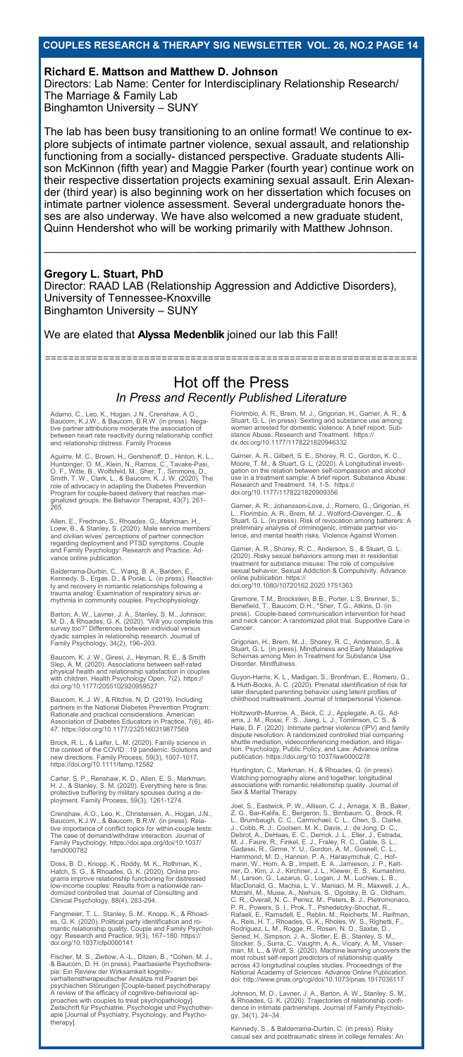**Richard E. Mattson and Matthew D. Johnson**
Directors: Lab Name: Center for Interdisciplinary Relationship Research/ The Marriage & Family Lab
Binghamton University – SUNY

The lab has been busy transitioning to an online format! We continue to explore subjects of intimate partner violence, sexual assault, and relationship functioning from a socially- distanced perspective. Graduate students Allison McKinnon (fifth year) and Maggie Parker (fourth year) continue work on their respective dissertation projects examining sexual assault. Erin Alexander (third year) is also beginning work on her dissertation which focuses on intimate partner violence assessment. Several undergraduate honors theses are also underway. We have also welcomed a new graduate student, Quinn Hendershot who will be working primarily with Matthew Johnson.

---

**Gregory L. Stuart, PhD**
Director: RAAD LAB (Relationship Aggression and Addictive Disorders), University of Tennessee-Knoxville
Binghamton University – SUNY

We are elated that **Alyssa Medenblik** joined our lab this Fall!

---

# Hot off the Press

## *In Press and Recently Published Literature*

Adamo, C., Leo, K., Hogan, J.N., Crenshaw, A.O., Baucom, K.J.W., & Baucom, B.R.W. (in press). Negative partner attributions moderate the association of between heart rate reactivity during relationship conflict and relationship distress. Family Process

Aguirre, M. C., Brown, H., Gershenoff, D., Hinton, K. L., Huntzinger, O. M., Klein, N., Ramos, C., Tavake-Pasi, O. F., Witte, B., Wolfsfeld, M., Sher, T., Simmons, D., Smith, T. W., Clark, L., & Baucom, K. J. W. (2020). The role of advocacy in adapting the Diabetes Prevention Program for couple-based delivery that reaches marginalized groups. the Behavior Therapist, 43(7), 261-265.

Allen, E., Fredman, S., Rhoades, G., Markman, H., Loew, B., & Stanley, S. (2020). Male service members' and civilian wives' perceptions of partner connection regarding deployment and PTSD symptoms. Couple and Family Psychology: Research and Practice. Advance online publication.

Balderrama-Durbin, C., Wang, B. A., Barden, E., Kennedy, S., Ergas, D., & Poole, L. (in press). Reactivity and recovery in romantic relationships following a trauma analog: Examination of respiratory sinus arrhythmia in community couples. Psychophysiology.

Barton, A. W., Lavner, J. A., Stanley, S. M., Johnson, M. D., & Rhoades, G. K. (2020). "Will you complete this survey too?" Differences between individual versus dyadic samples in relationship research. Journal of Family Psychology, 34(2), 196–203.

Baucom, K. J. W., Giresi, J., Heyman, R. E., & Smith Slep, A. M. (2020). Associations between self-rated physical health and relationship satisfaction in couples with children. Health Psychology Open, 7(2). https://doi.org/10.1177/2055102920959527

Baucom, K. J. W., & Ritchie, N. D. (2019). Including partners in the National Diabetes Prevention Program: Rationale and practical considerations. American Association of Diabetes Educators in Practice, 7(6), 46-47. https://doi.org/10.1177/2325160319877569

Brock, R. L., & Laifer, L. M. (2020). Family science in the context of the COVID□19 pandemic: Solutions and new directions. Family Process, 59(3), 1007-1017. https://doi.org/10.1111/famp.12582

Carter, S. P., Renshaw, K. D., Allen, E. S., Markman, H. J., & Stanley, S. M. (2020). Everything here is fine: protective buffering by military spouses during a deployment. Family Process, 59(3), 1261-1274.

Crenshaw, A.O., Leo, K., Christensen, A., Hogan, J.N., Baucom, K.J.W., & Baucom, B.R.W. (in press). Relative importance of conflict topics for within-couple tests: The case of demand/withdraw interaction. Journal of Family Psychology. https://doi.apa.org/doi/10.1037/fam0000782

Doss, B. D., Knopp, K., Roddy, M. K., Rothman, K., Hatch, S. G., & Rhoades, G. K. (2020). Online programs improve relationship functioning for distressed low-income couples: Results from a nationwide randomized controlled trial. Journal of Consulting and Clinical Psychology, 88(4), 283-294.

Fangmeier, T. L., Stanley, S. M., Knopp, K., & Rhoades, G. K. (2020). Political party identification and romantic relationship quality. Couple and Family Psychology: Research and Practice, 9(3), 167–180. https://doi.org/10.1037/cfp0000141

Fischer, M. S., Zietlow, A.-L., Ditzen, B., *Coben, M. J., & Baucom, D. H. (in press). Paarbasierte Psychotherapie: Ein Review der Wirksamkeit kognitiv-verhaltenstherapeutischer Ansätze mit Paaren bei psychischen Störungen [Couple-based psychotherapy: A review of the efficacy of cognitive-behavioral approaches with couples to treat psychopathology]. Zeitschrift für Psychiatrie, Psychologie und Psychotherapie [Journal of Psychiatry, Psychology, and Psychotherapy].

Florimbio, A. R., Brem, M. J., Grigorian, H., Garner, A. R., & Stuart, G. L. (in press). Sexting and substance use among women arrested for domestic violence: A brief report. Substance Abuse: Research and Treatment. https://dx.doi.org/10.1177/1178221820946332

Garner, A. R., Gilbert, S. E., Shorey, R. C., Gordon, K. C., Moore, T. M., & Stuart, G. L. (2020). A Longitudinal investigation on the relation between self-compassion and alcohol use in a treatment sample: A brief report. Substance Abuse: Research and Treatment. 14, 1-5. https://doi.org/10.1177/1178221820909356

Garner, A. R., Johansson-Love, J., Romero, G., Grigorian, H. L., Florimbio, A. R., Brem, M. J., Wolford-Clevenger, C., & Stuart, G. L. (in press). Risk of revocation among batterers: A preliminary analysis of criminogenic, intimate partner violence, and mental health risks. Violence Against Women.

Garner, A. R., Shorey, R. C., Anderson, S., & Stuart, G. L. (2020). Risky sexual behaviors among men in residential treatment for substance misuse: The role of compulsive sexual behavior. Sexual Addiction & Compulsivity. Advance online publication. https://doi.org/10.1080/10720162.2020.1751363

Gremore, T.M., Brockstein, B.B., Porter, L.S, Brenner, S., Benefield, T., Baucom, D.H., *Sher, T.G., Atkins, D. (in press). Couple-based communication intervention for head and neck cancer: A randomized pilot trial. Supportive Care in Cancer.

Grigorian, H., Brem, M. J., Shorey, R. C., Anderson, S., & Stuart, G. L. (in press). Mindfulness and Early Maladaptive Schemas among Men in Treatment for Substance Use Disorder. Mindfulness.

Guyon-Harris, K. L., Madigan, S., Bronfman, E., Romero, G., & Huth-Bocks, A. C. (2020). Prenatal identification of risk for later disrupted parenting behavior using latent profiles of childhood maltreatment. Journal of Interpersonal Violence.

Holtzworth-Munroe, A., Beck, C. J., Applegate, A. G., Adams, J. M., Rossi, F. S., Jiang, L. J., Tomlinson, C. S., & Hale, D. F. (2020). Intimate partner violence (IPV) and family dispute resolution: A randomized controlled trial comparing shuttle mediation, videoconferencing mediation, and litigation. Psychology, Public Policy, and Law. Advance online publication. https://doi.org/10.1037/law0000278

Huntington, C., Markman, H., & Rhoades, G. (in press). Watching pornography alone and together: longitudinal associations with romantic relationship quality. Journal of Sex & Marital Therapy.

Joel, S., Eastwick, P. W., Allison, C. J., Arriaga, X. B., Baker, Z. G., Bar-Kalifa, E., Bergeron, S., Birnbaum, G., Brock, R. L., Brumbaugh, C. C., Carmichael, C. L., Chen, S., Clarke, J., Cobb, R. J., Coolsen, M. K., Davis, J., de Jong, D. C., Debrot, A., DeHaas, E. C., Derrick, J. L., Eller, J., Estrada, M. J., Faure, R., Finkel, E. J., Fraley, R. C., Gable, S. L., Gadassi, R., Girme, Y. U., Gordon, A. M., Gosnell, C. L., Hammond, M. D., Hannon, P. A., Harasymchuk, C., Hofmann, W., Horn, A. B., Impett, E. A., Jamieson, J. P., Keltner, D., Kim, J. J., Kirchner, J. L., Klewer, E. S., Kumashiro, M., Larson, G., Lazarus, G., Logan, J. M., Luchies, L. B., MacDonald, G., Machia, L. V., Maniaci, M. R., Maxwell, J. A., Mizrahi, M., Muise, A., Niehuis, S., Ogolsky, B. G., Oldham, C. R., Overall, N. C., Perrez, M., Peters, B. J., Pietromonaco, P. R., Powers, S. I., Prok, T., Pshedetzky-Shochat, R., Rafaeli, E., Ramsdell, E., Reblin, M., Reicherts, M., Reifman, A., Reis, H. T., Rhoades, G. K., Rholes, W. S., Righetti, F., Rodriguez, L. M., Rogge, R., Rosen, N. O., Saxbe, D., Sened, H., Simpson, J. A., Slotter, E. B., Stanley, S. M., Stocker, S., Surra, C., Vaughn, A. A., Vicary, A. M., Visserman, M. L., & Wolf, S. (2020). Machine learning uncovers the most robust self-report predictors of relationship quality across 43 longitudinal couples studies. Proceedings of the National Academy of Sciences. Advance Online Publication. doi: http://www.pnas.org/cgi/doi/10.1073/pnas.1917036117

Johnson, M. D., Lavner, J. A., Barton, A. W., Stanley, S. M., & Rhoades, G. K. (2020). Trajectories of relationship confidence in intimate partnerships. Journal of Family Psychology, 34(1), 24–34.

Kennedy, S., & Balderrama-Durbin, C. (in press). Risky casual sex and posttraumatic stress in college females: An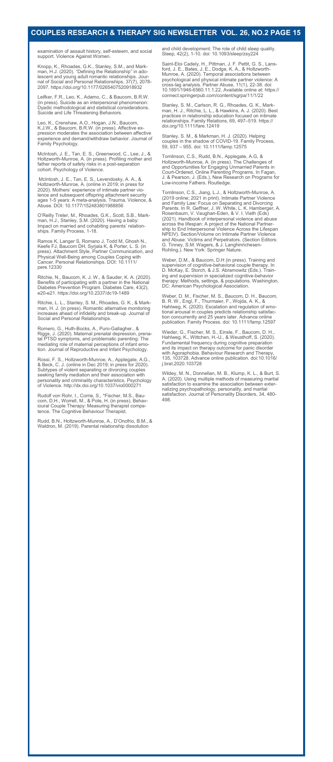examination of assault history, self-esteem, and social support. Violence Against Women.

Knopp, K., Rhoades, G.K., Stanley, S.M., and Markman, H.J. (2020). "Defining the Relationship" in adolescent and young adult romantic relationships. Journal of Social and Personal Relationships, 37(7), 2078-2097. https://doi.org/10.1177/0265407520918932

Leifker, F.R., Leo, K., Adamo, C., & Baucom, B.R.W. (in press). Suicide as an interpersonal phenomenon: Dyadic methodological and statistical considerations. Suicide and Life Threatening Behaviors.

Leo, K., Crenshaw, A.O., Hogan, J.N., Baucom, K.J.W., & Baucom, B.R.W. (in press). Affective expression moderates the association between affective experience and demand/withdraw behavior. Journal of Family Psychology.

McIntosh, J. E., Tan, E. S., Greenwood, C., Lee, J., & Holtzworth-Munroe, A. (in press). Profiling mother and father reports of safety risks in a post-separation cohort. Psychology of Violence.

McIntosh, J. E., Tan, E. S., Levendosky, A. A., & Holtzworth-Munroe, A. (online in 2019; in press for 2020). Mothers' experience of intimate partner violence and subsequent offspring attachment security ages 1-5 years: A meta-analysis. Trauma, Violence, & Abuse. DOI: 10.1177/152483801988856

O'Reilly Treter, M., Rhoades, G.K., Scott, S.B., Markman, H.J., Stanley, S.M. (2020). Having a baby: Impact on married and cohabiting parents' relationships. Family Process, 1-18.

Ramos K, Langer S, Romano J, Todd M, Ghosh N., Keefe FJ, Baucom DH, Syrjala K, & Porter, L. S. (in press). Attachment Style, Partner Communication, and Physical Well-Being among Couples Coping with Cancer. Personal Relationships. DOI: 10.1111/pere.12330

Ritchie, N., Baucom, K. J. W., & Sauder, K. A. (2020). Benefits of participating with a partner in the National Diabetes Prevention Program. Diabetes Care, 43(2), e20-e21. https://doi.org/10.2337/dc19-1489

Ritchie, L. L., Stanley, S. M., Rhoades, G. K., & Markman, H. J. (in press). Romantic alternative monitoring increases ahead of infidelity and break-up. Journal of Social and Personal Relationships.

Romero, G., Huth-Bocks, A., Puro-Gallagher., & Riggs, J. (2020). Maternal prenatal depression, prenatal PTSD symptoms, and problematic parenting: The mediating role of maternal perceptions of infant emotion. Journal of Reproductive and Infant Psychology.

Rossi, F. S., Holtzworth-Munroe, A., Applegate, A.G., & Beck, C. J. (online in Dec 2019; in press for 2020). Subtypes of violent separating or divorcing couples seeking family mediation and their association with personality and criminality characteristics. Psychology of Violence. http://dx.doi.org/10.1037/vio0000271

Rudolf von Rohr, I., Corrie, S., *Fischer, M.S., Baucom, D.H., Worrell, M., & Pote, H. (in press). Behavioural Couple Therapy: Measuring therapist competence. The Cognitive Behaviour Therapist.

Rudd, B.N., Holtzworth-Munroe, A., D'Onofrio, B.M., & Waldron, M. (2019). Parental relationship dissolution and child development: The role of child sleep quality. Sleep, 42(2), 1-10. doi: 10.1093/sleep/zsy224

Saint-Eloi Cadely, H., Pittman, J. F. Pettit, G. S., Lansford, J. E., Bates, J. E., Dodge, K. A., & Holtzworth-Munroe, A. (2020). Temporal associations between psychological and physical intimate partner violence: A cross-lag analysis. Partner Abuse, 11(1), 22-38. doi: 10.1891/1946-6560.11.1.22. Available online at: https://connect.springerpub.com/content/sgrpa/11/1/22

Stanley, S. M., Carlson, R. G., Rhoades, G. K., Markman, H. J., Ritchie, L. L., & Hawkins, A. J. (2020). Best practices in relationship education focused on intimate relationships. Family Relations, 69, 497–519. https://doi.org/10.1111/fare.12419

Stanley, S. M., & Markman, H. J. (2020). Helping couples in the shadow of COVID-19. Family Process, 59, 937 – 955. doi: 10.1111/famp.12575

Tomlinson, C.S., Rudd, B.N., Applegate, A.G, & Holtzworth-Munroe, A. (in press). The Challenges of and Opportunities for Engaging Unmarried Parents in Court-Ordered, Online Parenting Programs. In Fagan, J. & Pearson, J. (Eds.), New Research on Programs for Low-income Fathers. Routledge.

Tomlinson, C.S., Jiang, L.J., & Holtzworth-Munroe, A. (2019 online; 2021 in print). Intimate Partner Violence and Family Law: Focus on Separating and Divorcing Parents. In R. Geffner, J. W. White, L. K. Hamberger, A. Rosenbaum, V. Vaughan-Eden, & V. I. Vieth (Eds) (2021). Handbook of interpersonal violence and abuse across the lifespan: A project of the National Partnership to End Interpersonal Violence Across the Lifespan NPEIV). Section/Volume on Intimate Partner Violence and Abuse: Victims and Perpetrators. (Section Editors: G. Tinney, S.M. Wagers, & J. Langhinrichesen-Rohling.). New York: Springer Nature.

Weber, D.M., & Baucom, D.H (in press). Training and supervision of cognitive-behavioral couple therapy. In D. McKay, E. Storch, & J.S. Abramowitz (Eds.). Training and supervision in specialized cognitive-behavior therapy: Methods, settings, & populations. Washington, DC: American Psychological Association.

Weber, D. M., Fischer, M. S., Baucom, D. H., Baucom, B. R. W., Engl, F., Thurmaier, F., Wojda, A. K., & Hahlweg, K. (2020). Escalation and regulation of emotional arousal in couples predicts relationship satisfaction concurrently and 25 years later. Advance online publication. Family Process. doi: 10.1111/famp.12597

Wieder, G., Fischer, M. S., Einsle, F., Baucom, D. H., Hahlweg, K., Wittchen, H.-U., & Weusthoff, S. (2020). Fundamental frequency during cognitive preparation and its impact on therapy outcome for panic disorder with Agoraphobia. Behaviour Research and Therapy, 135, 103728. Advance online publication. doi:10.1016/j.brat.2020.103728

Wildey, M. N., Donnellan, M. B., Klump, K. L., & Burt, S. A. (2020). Using multiple methods of measuring marital satisfaction to examine the association between externalizing psychopathology, personality, and marital satisfaction. Journal of Personality Disorders, 34, 480-498.